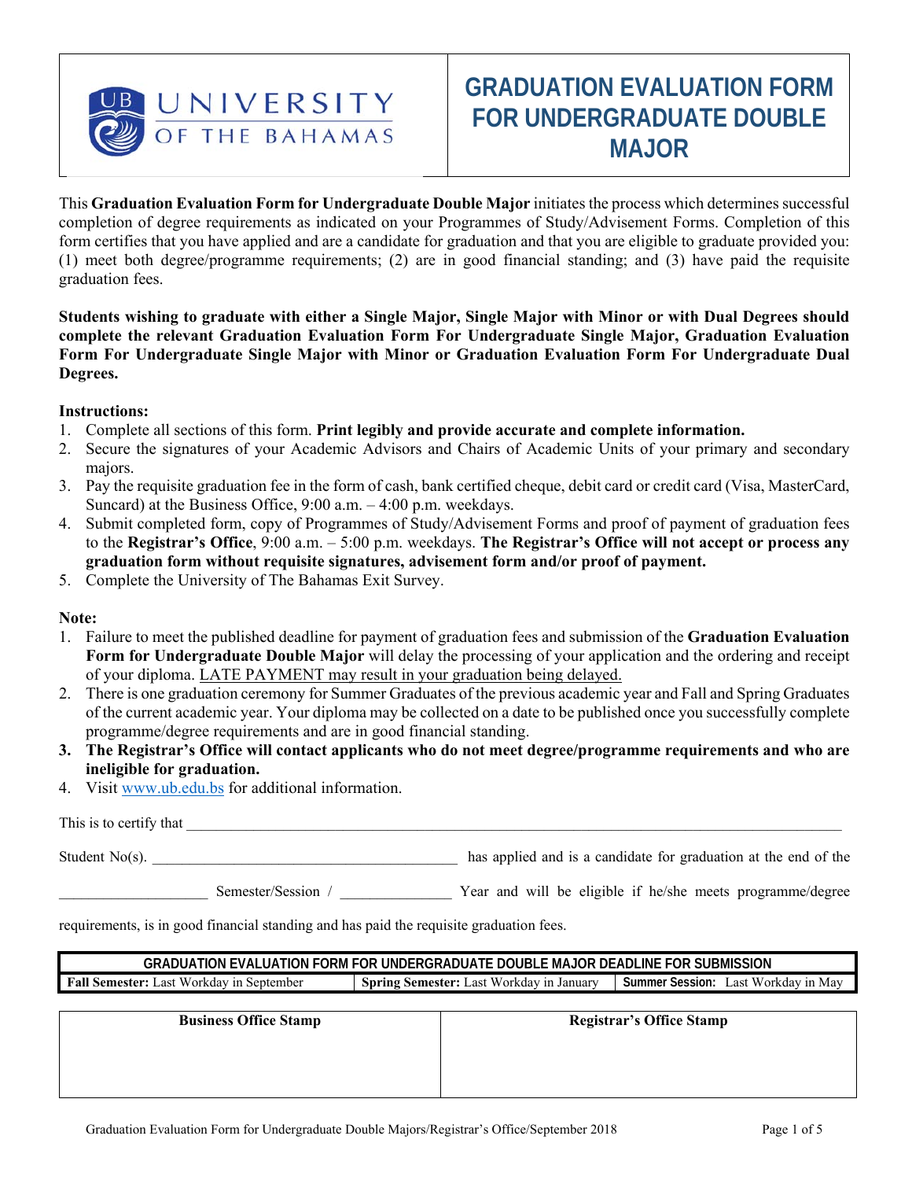UNIVERSITY OF THE BAHAMAS

# GRADUATION EVALUATION FORM FOR UNDERGRADUATE DOUBLE MAJOR

This **Graduation Evaluation Form for Undergraduate Double Major** initiates the process which determines successful completion of degree requirements as indicated on your Programmes of Study/Advisement Forms. Completion of this form certifies that you have applied and are a candidate for graduation and that you are eligible to graduate provided you: (1) meet both degree/programme requirements; (2) are in good financial standing; and (3) have paid the requisite graduation fees.

**Students wishing to graduate with either a Single Major, Single Major with Minor or with Dual Degrees should complete the relevant Graduation Evaluation Form For Undergraduate Single Major, Graduation Evaluation Form For Undergraduate Single Major with Minor or Graduation Evaluation Form For Undergraduate Dual Degrees.**

**Instructions:**

1. Complete all sections of this form. **Print legibly and provide accurate and complete information.**
2. Secure the signatures of your Academic Advisors and Chairs of Academic Units of your primary and secondary majors.
3. Pay the requisite graduation fee in the form of cash, bank certified cheque, debit card or credit card (Visa, MasterCard, Suncard) at the Business Office, 9:00 a.m. – 4:00 p.m. weekdays.
4. Submit completed form, copy of Programmes of Study/Advisement Forms and proof of payment of graduation fees to the **Registrar's Office**, 9:00 a.m. – 5:00 p.m. weekdays. **The Registrar's Office will not accept or process any graduation form without requisite signatures, advisement form and/or proof of payment.**
5. Complete the University of The Bahamas Exit Survey.

**Note:**

1. Failure to meet the published deadline for payment of graduation fees and submission of the **Graduation Evaluation Form for Undergraduate Double Major** will delay the processing of your application and the ordering and receipt of your diploma. LATE PAYMENT may result in your graduation being delayed.
2. There is one graduation ceremony for Summer Graduates of the previous academic year and Fall and Spring Graduates of the current academic year. Your diploma may be collected on a date to be published once you successfully complete programme/degree requirements and are in good financial standing.
3. **The Registrar's Office will contact applicants who do not meet degree/programme requirements and who are ineligible for graduation.**
4. Visit www.ub.edu.bs for additional information.

This is to certify that ______________________________________________________________

Student No(s). ________________________________ has applied and is a candidate for graduation at the end of the

_______________ Semester/Session / ____________ Year and will be eligible if he/she meets programme/degree requirements, is in good financial standing and has paid the requisite graduation fees.

| GRADUATION EVALUATION FORM FOR UNDERGRADUATE DOUBLE MAJOR DEADLINE FOR SUBMISSION | | |
|---|---|---|
| **Fall Semester:** Last Workday in September | **Spring Semester:** Last Workday in January | **Summer Session:** Last Workday in May |

| Business Office Stamp | Registrar's Office Stamp |
|---|---|
| | |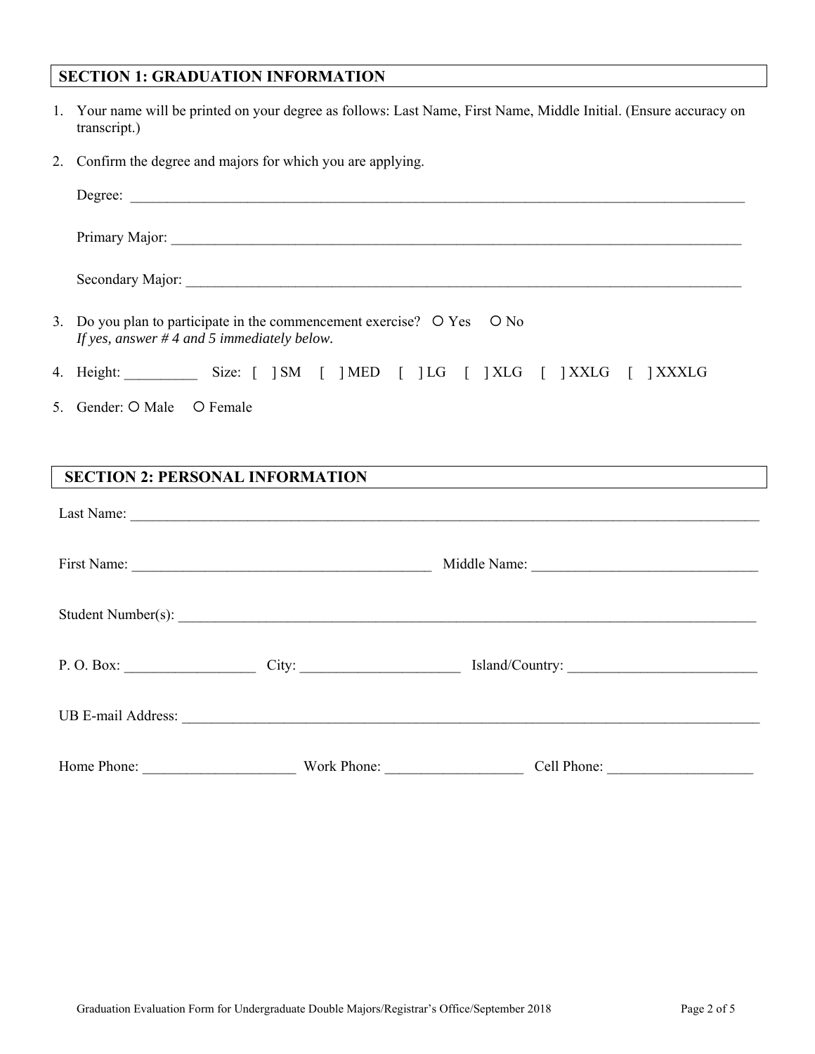## SECTION 1: GRADUATION INFORMATION

1. Your name will be printed on your degree as follows: Last Name, First Name, Middle Initial. (Ensure accuracy on transcript.)

2. Confirm the degree and majors for which you are applying.

   Degree: ______________________________________________________________________________

   Primary Major: _________________________________________________________________________

   Secondary Major: _______________________________________________________________________

3. Do you plan to participate in the commencement exercise? ○ Yes ○ No
   *If yes, answer # 4 and 5 immediately below.*

4. Height: __________ Size: [ ] SM [ ] MED [ ] LG [ ] XLG [ ] XXLG [ ] XXXLG

5. Gender: ○ Male ○ Female

## SECTION 2: PERSONAL INFORMATION

Last Name: ___________________________________________________________________________________

First Name: ________________________________________ Middle Name: ______________________________

Student Number(s): ____________________________________________________________________________

P. O. Box: _________________ City: _____________________ Island/Country: _________________________

UB E-mail Address: ____________________________________________________________________________

Home Phone: ____________________ Work Phone: __________________ Cell Phone: ___________________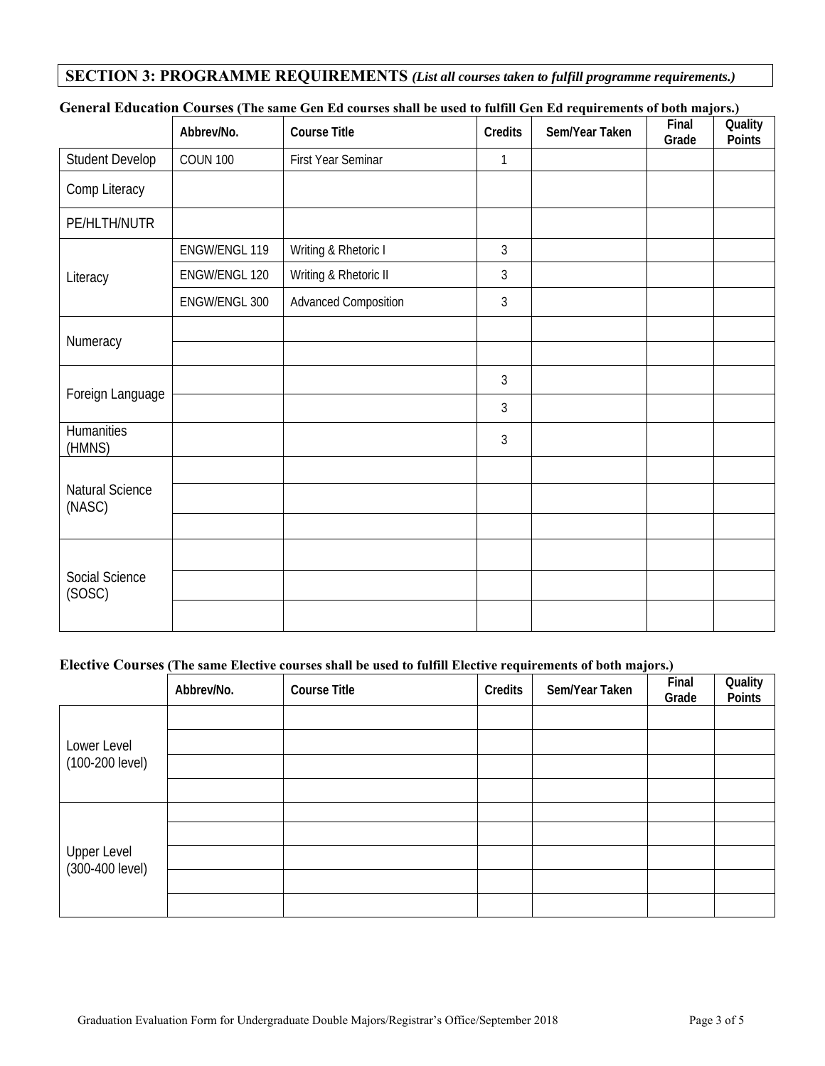## SECTION 3: PROGRAMME REQUIREMENTS *(List all courses taken to fulfill programme requirements.)*

**General Education Courses (The same Gen Ed courses shall be used to fulfill Gen Ed requirements of both majors.)**

| | Abbrev/No. | Course Title | Credits | Sem/Year Taken | Final Grade | Quality Points |
|---|---|---|---|---|---|---|
| Student Develop | COUN 100 | First Year Seminar | 1 | | | |
| Comp Literacy | | | | | | |
| PE/HLTH/NUTR | | | | | | |
| Literacy | ENGW/ENGL 119 | Writing & Rhetoric I | 3 | | | |
| | ENGW/ENGL 120 | Writing & Rhetoric II | 3 | | | |
| | ENGW/ENGL 300 | Advanced Composition | 3 | | | |
| Numeracy | | | | | | |
| | | | | | | |
| Foreign Language | | | 3 | | | |
| | | | 3 | | | |
| Humanities (HMNS) | | | 3 | | | |
| Natural Science (NASC) | | | | | | |
| | | | | | | |
| | | | | | | |
| Social Science (SOSC) | | | | | | |
| | | | | | | |
| | | | | | | |

**Elective Courses (The same Elective courses shall be used to fulfill Elective requirements of both majors.)**

| | Abbrev/No. | Course Title | Credits | Sem/Year Taken | Final Grade | Quality Points |
|---|---|---|---|---|---|---|
| Lower Level (100-200 level) | | | | | | |
| | | | | | | |
| | | | | | | |
| | | | | | | |
| Upper Level (300-400 level) | | | | | | |
| | | | | | | |
| | | | | | | |
| | | | | | | |
| | | | | | | |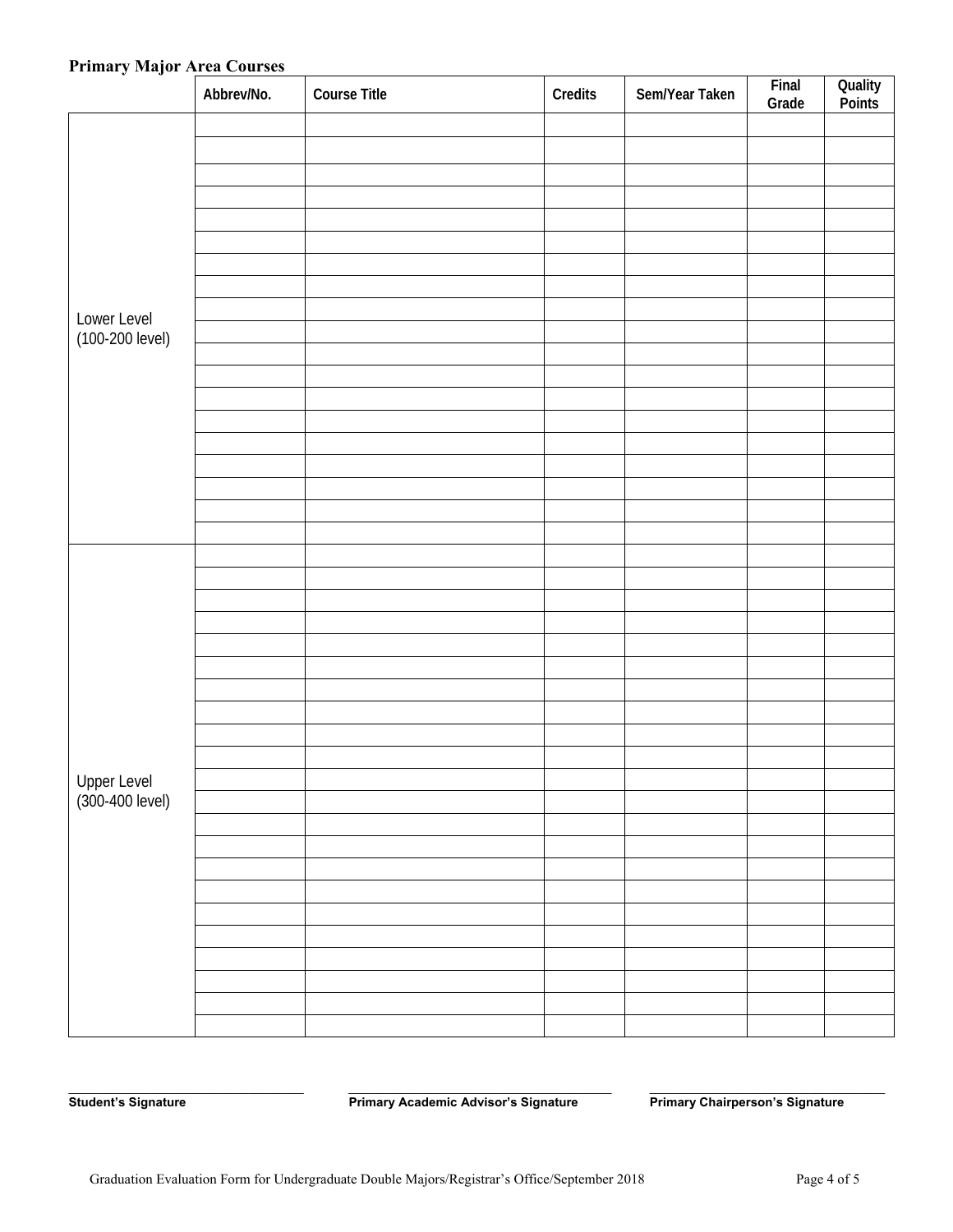**Primary Major Area Courses**

| | Abbrev/No. | Course Title | Credits | Sem/Year Taken | Final Grade | Quality Points |
|---|---|---|---|---|---|---|
| Lower Level (100-200 level) | | | | | | |
| | | | | | | |
| | | | | | | |
| | | | | | | |
| | | | | | | |
| | | | | | | |
| | | | | | | |
| | | | | | | |
| | | | | | | |
| | | | | | | |
| | | | | | | |
| | | | | | | |
| | | | | | | |
| | | | | | | |
| | | | | | | |
| | | | | | | |
| | | | | | | |
| | | | | | | |
| | | | | | | |
| Upper Level (300-400 level) | | | | | | |
| | | | | | | |
| | | | | | | |
| | | | | | | |
| | | | | | | |
| | | | | | | |
| | | | | | | |
| | | | | | | |
| | | | | | | |
| | | | | | | |
| | | | | | | |
| | | | | | | |
| | | | | | | |
| | | | | | | |
| | | | | | | |
| | | | | | | |
| | | | | | | |
| | | | | | | |
| | | | | | | |
| | | | | | | |
| | | | | | | |
| | | | | | | |

\_\_\_\_\_\_\_\_\_\_\_\_\_\_\_\_\_\_\_\_\_\_\_\_\_\_\_\_
**Student's Signature**

\_\_\_\_\_\_\_\_\_\_\_\_\_\_\_\_\_\_\_\_\_\_\_\_\_\_\_\_
**Primary Academic Advisor's Signature**

\_\_\_\_\_\_\_\_\_\_\_\_\_\_\_\_\_\_\_\_\_\_\_\_\_\_\_\_
**Primary Chairperson's Signature**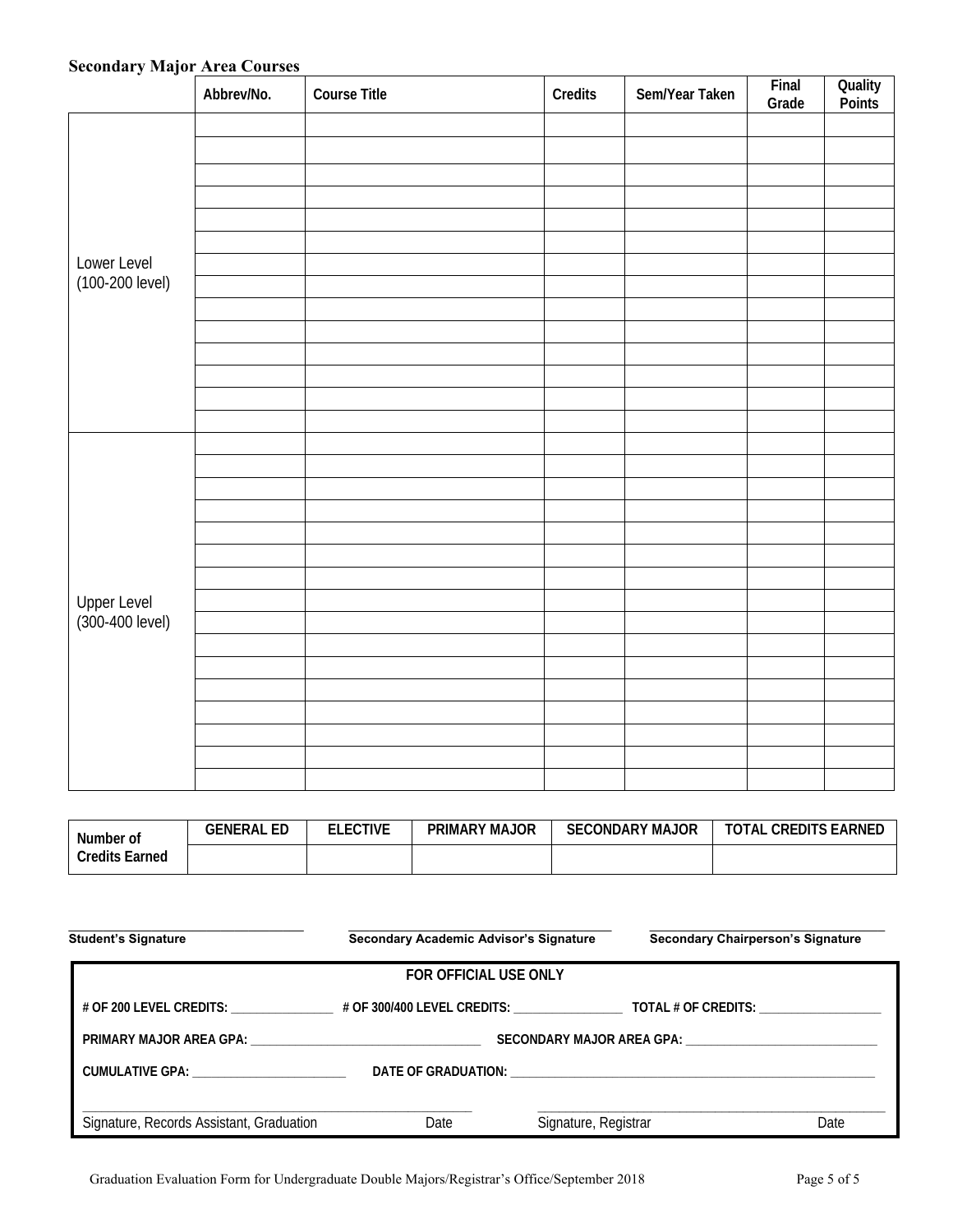## Secondary Major Area Courses

| | Abbrev/No. | Course Title | Credits | Sem/Year Taken | Final Grade | Quality Points |
|---|---|---|---|---|---|---|
| Lower Level (100-200 level) | | | | | | |
| | | | | | | |
| | | | | | | |
| | | | | | | |
| | | | | | | |
| | | | | | | |
| | | | | | | |
| | | | | | | |
| | | | | | | |
| | | | | | | |
| | | | | | | |
| | | | | | | |
| | | | | | | |
| | | | | | | |
| Upper Level (300-400 level) | | | | | | |
| | | | | | | |
| | | | | | | |
| | | | | | | |
| | | | | | | |
| | | | | | | |
| | | | | | | |
| | | | | | | |
| | | | | | | |
| | | | | | | |
| | | | | | | |
| | | | | | | |
| | | | | | | |
| | | | | | | |
| | | | | | | |
| | | | | | | |

| Number of Credits Earned | GENERAL ED | ELECTIVE | PRIMARY MAJOR | SECONDARY MAJOR | TOTAL CREDITS EARNED |
|---|---|---|---|---|---|
| | | | | | |

______________________ **Student's Signature**

______________________ **Secondary Academic Advisor's Signature**

______________________ **Secondary Chairperson's Signature**

**FOR OFFICIAL USE ONLY**

**# OF 200 LEVEL CREDITS:** ________________ **# OF 300/400 LEVEL CREDITS:** ________________ **TOTAL # OF CREDITS:** ________________

**PRIMARY MAJOR AREA GPA:** ________________ **SECONDARY MAJOR AREA GPA:** ________________

**CUMULATIVE GPA:** ________________ **DATE OF GRADUATION:** ________________

______________________ Signature, Records Assistant, Graduation ______ Date

______________________ Signature, Registrar ______ Date

Graduation Evaluation Form for Undergraduate Double Majors/Registrar's Office/September 2018